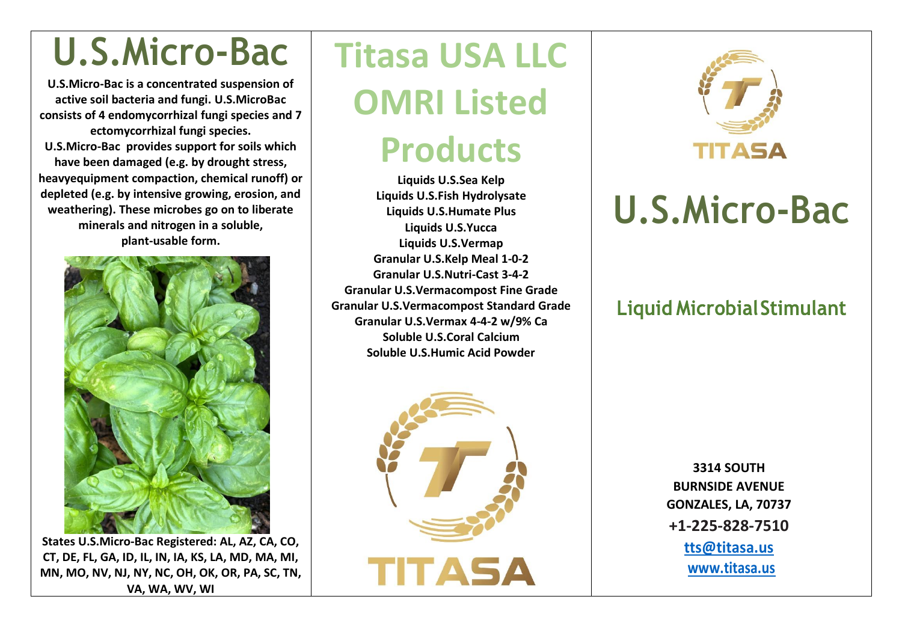# U.S.Micro-Bac

**U.S.Micro-Bac is a concentrated suspension of active soil bacteria and fungi. U.S.MicroBac consists of 4 endomycorrhizal fungi species and 7 ectomycorrhizal fungi species.**
**U.S.Micro-Bac provides support for soils which have been damaged (e.g. by drought stress, heavyequipment compaction, chemical runoff) or depleted (e.g. by intensive growing, erosion, and weathering). These microbes go on to liberate minerals and nitrogen in a soluble, plant-usable form.**

**States U.S.Micro-Bac Registered: AL, AZ, CA, CO, CT, DE, FL, GA, ID, IL, IN, IA, KS, LA, MD, MA, MI, MN, MO, NV, NJ, NY, NC, OH, OK, OR, PA, SC, TN, VA, WA, WV, WI**

# Titasa USA LLC OMRI Listed Products

**Liquids U.S.Sea Kelp**
**Liquids U.S.Fish Hydrolysate**
**Liquids U.S.Humate Plus**
**Liquids U.S.Yucca**
**Liquids U.S.Vermap**
**Granular U.S.Kelp Meal 1-0-2**
**Granular U.S.Nutri-Cast 3-4-2**
**Granular U.S.Vermacompost Fine Grade**
**Granular U.S.Vermacompost Standard Grade**
**Granular U.S.Vermax 4-4-2 w/9% Ca**
**Soluble U.S.Coral Calcium**
**Soluble U.S.Humic Acid Powder**

TITASA

TITASA

# U.S.Micro-Bac

## Liquid Microbial Stimulant

**3314 SOUTH BURNSIDE AVENUE**
**GONZALES, LA, 70737**
**+1-225-828-7510**
**tts@titasa.us**
**www.titasa.us**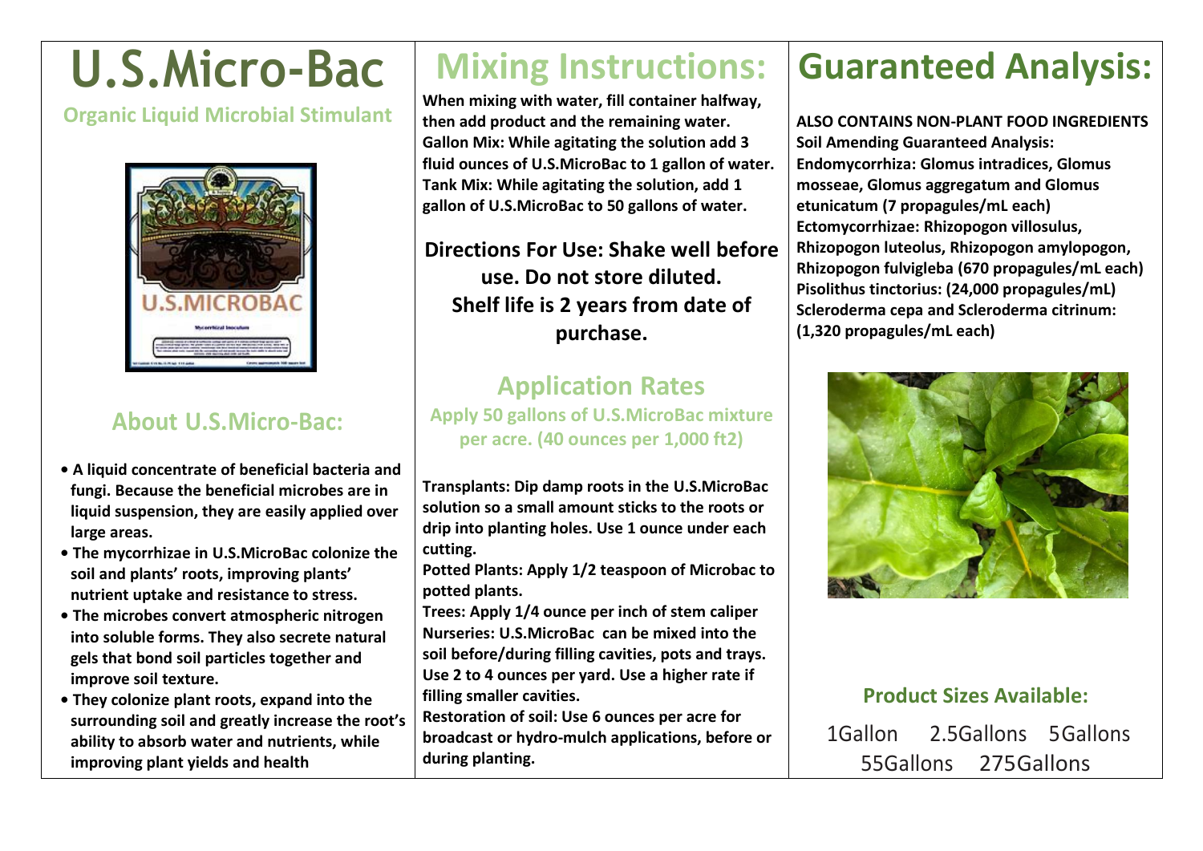# U.S.Micro-Bac

**Organic Liquid Microbial Stimulant**

## About U.S.Micro-Bac:

- **A liquid concentrate of beneficial bacteria and fungi. Because the beneficial microbes are in liquid suspension, they are easily applied over large areas.**
- **The mycorrhizae in U.S.MicroBac colonize the soil and plants' roots, improving plants' nutrient uptake and resistance to stress.**
- **The microbes convert atmospheric nitrogen into soluble forms. They also secrete natural gels that bond soil particles together and improve soil texture.**
- **They colonize plant roots, expand into the surrounding soil and greatly increase the root's ability to absorb water and nutrients, while improving plant yields and health**

# Mixing Instructions:

**When mixing with water, fill container halfway, then add product and the remaining water.**
**Gallon Mix: While agitating the solution add 3 fluid ounces of U.S.MicroBac to 1 gallon of water.**
**Tank Mix: While agitating the solution, add 1 gallon of U.S.MicroBac to 50 gallons of water.**

**Directions For Use: Shake well before use. Do not store diluted. Shelf life is 2 years from date of purchase.**

## Application Rates

**Apply 50 gallons of U.S.MicroBac mixture per acre. (40 ounces per 1,000 ft2)**

**Transplants: Dip damp roots in the U.S.MicroBac solution so a small amount sticks to the roots or drip into planting holes. Use 1 ounce under each cutting.**
**Potted Plants: Apply 1/2 teaspoon of Microbac to potted plants.**
**Trees: Apply 1/4 ounce per inch of stem caliper**
**Nurseries: U.S.MicroBac can be mixed into the soil before/during filling cavities, pots and trays. Use 2 to 4 ounces per yard. Use a higher rate if filling smaller cavities.**
**Restoration of soil: Use 6 ounces per acre for broadcast or hydro-mulch applications, before or during planting.**

# Guaranteed Analysis:

**ALSO CONTAINS NON-PLANT FOOD INGREDIENTS**
**Soil Amending Guaranteed Analysis:**
**Endomycorrhiza: Glomus intradices, Glomus mosseae, Glomus aggregatum and Glomus etunicatum (7 propagules/mL each)**
**Ectomycorrhizae: Rhizopogon villosulus, Rhizopogon luteolus, Rhizopogon amylopogon, Rhizopogon fulvigleba (670 propagules/mL each)**
**Pisolithus tinctorius: (24,000 propagules/mL)**
**Scleroderma cepa and Scleroderma citrinum: (1,320 propagules/mL each)**

## Product Sizes Available:

1Gallon 2.5Gallons 5Gallons 55Gallons 275Gallons